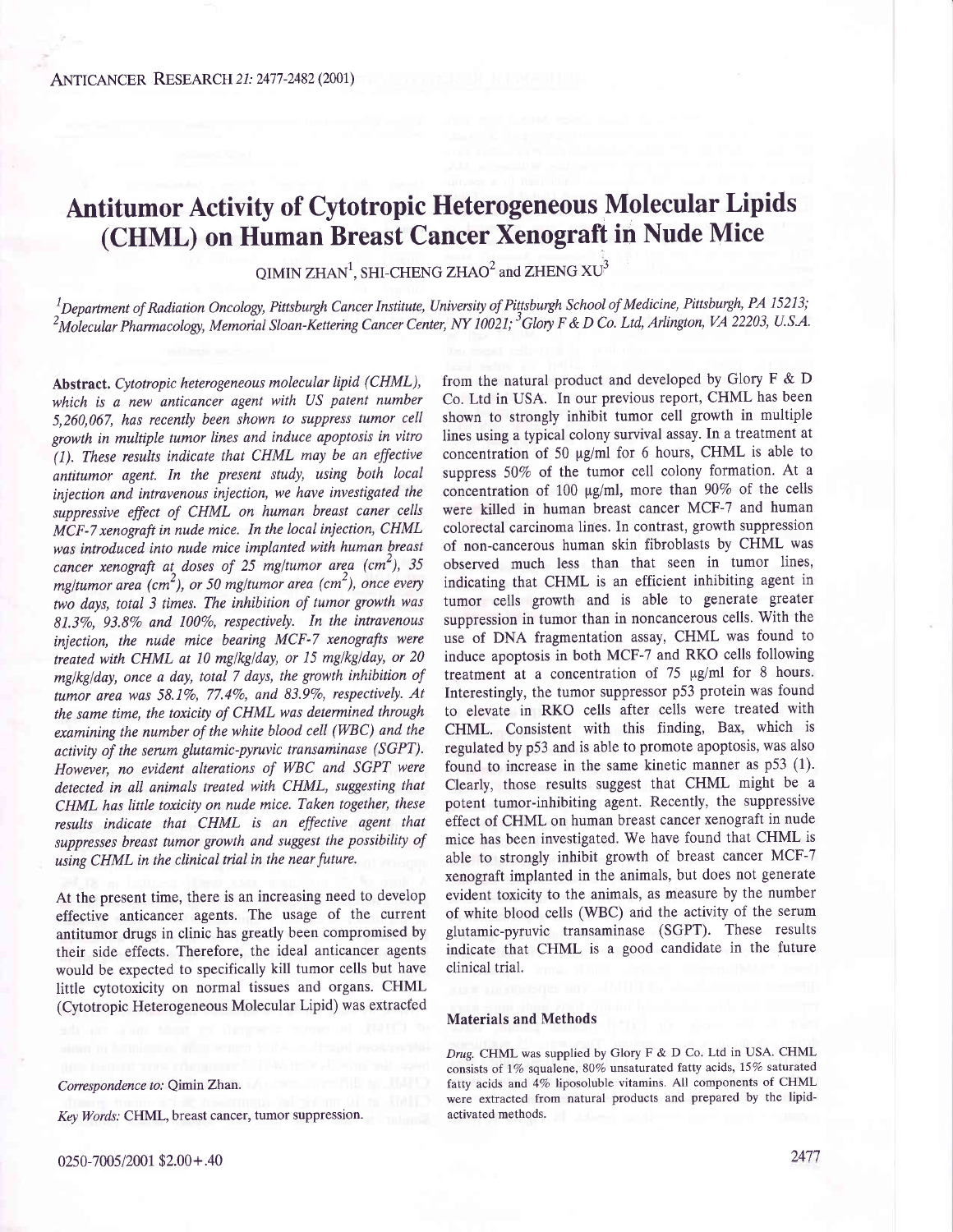# Antitumor Activity of Cytotropic Heterogeneous Molecular Lipids (CHML) on Human Breast Cancer Xenograft in Nude Mice

QIMIN ZHAN[1], SHI-CHENG ZHAO[2] and ZHENG XU[3]

[1]Department of Radiation Oncology, Pittsburgh Cancer Institute, University of Pittsburgh School of Medicine, Pittsburgh, PA 15213; [2]Molecular Pharmacology, Memorial Sloan-Kettering Cancer Center, NY 10021; [3]Glory F & D Co. Ltd, Arlington, VA 22203, U.S.A.

**Abstract.** *Cytotropic heterogeneous molecular lipid (CHML), which is a new anticancer agent with US patent number 5,260,067, has recently been shown to suppress tumor cell growth in multiple tumor lines and induce apoptosis in vitro (1). These results indicate that CHML may be an effective antitumor agent. In the present study, using both local injection and intravenous injection, we have investigated the suppressive effect of CHML on human breast caner cells MCF-7 xenograft in nude mice. In the local injection, CHML was introduced into nude mice implanted with human breast cancer xenograft at doses of 25 mg/tumor area ($cm^2$), 35 mg/tumor area ($cm^2$), or 50 mg/tumor area ($cm^2$), once every two days, total 3 times. The inhibition of tumor growth was 81.3%, 93.8% and 100%, respectively. In the intravenous injection, the nude mice bearing MCF-7 xenografts were treated with CHML at 10 mg/kg/day, or 15 mg/kg/day, or 20 mg/kg/day, once a day, total 7 days, the growth inhibition of tumor area was 58.1%, 77.4%, and 83.9%, respectively. At the same time, the toxicity of CHML was determined through examining the number of the white blood cell (WBC) and the activity of the serum glutamic-pyruvic transaminase (SGPT). However, no evident alterations of WBC and SGPT were detected in all animals treated with CHML, suggesting that CHML has little toxicity on nude mice. Taken together, these results indicate that CHML is an effective agent that suppresses breast tumor growth and suggest the possibility of using CHML in the clinical trial in the near future.*

At the present time, there is an increasing need to develop effective anticancer agents. The usage of the current antitumor drugs in clinic has greatly been compromised by their side effects. Therefore, the ideal anticancer agents would be expected to specifically kill tumor cells but have little cytotoxicity on normal tissues and organs. CHML (Cytotropic Heterogeneous Molecular Lipid) was extracted from the natural product and developed by Glory F & D Co. Ltd in USA. In our previous report, CHML has been shown to strongly inhibit tumor cell growth in multiple lines using a typical colony survival assay. In a treatment at concentration of 50 μg/ml for 6 hours, CHML is able to suppress 50% of the tumor cell colony formation. At a concentration of 100 μg/ml, more than 90% of the cells were killed in human breast cancer MCF-7 and human colorectal carcinoma lines. In contrast, growth suppression of non-cancerous human skin fibroblasts by CHML was observed much less than that seen in tumor lines, indicating that CHML is an efficient inhibiting agent in tumor cells growth and is able to generate greater suppression in tumor than in noncancerous cells. With the use of DNA fragmentation assay, CHML was found to induce apoptosis in both MCF-7 and RKO cells following treatment at a concentration of 75 μg/ml for 8 hours. Interestingly, the tumor suppressor p53 protein was found to elevate in RKO cells after cells were treated with CHML. Consistent with this finding, Bax, which is regulated by p53 and is able to promote apoptosis, was also found to increase in the same kinetic manner as p53 (1). Clearly, those results suggest that CHML might be a potent tumor-inhibiting agent. Recently, the suppressive effect of CHML on human breast cancer xenograft in nude mice has been investigated. We have found that CHML is able to strongly inhibit growth of breast cancer MCF-7 xenograft implanted in the animals, but does not generate evident toxicity to the animals, as measure by the number of white blood cells (WBC) and the activity of the serum glutamic-pyruvic transaminase (SGPT). These results indicate that CHML is a good candidate in the future clinical trial.

## Materials and Methods

*Drug.* CHML was supplied by Glory F & D Co. Ltd in USA. CHML consists of 1% squalene, 80% unsaturated fatty acids, 15% saturated fatty acids and 4% liposoluble vitamins. All components of CHML were extracted from natural products and prepared by the lipid-activated methods.

*Correspondence to:* Qimin Zhan.

*Key Words:* CHML, breast cancer, tumor suppression.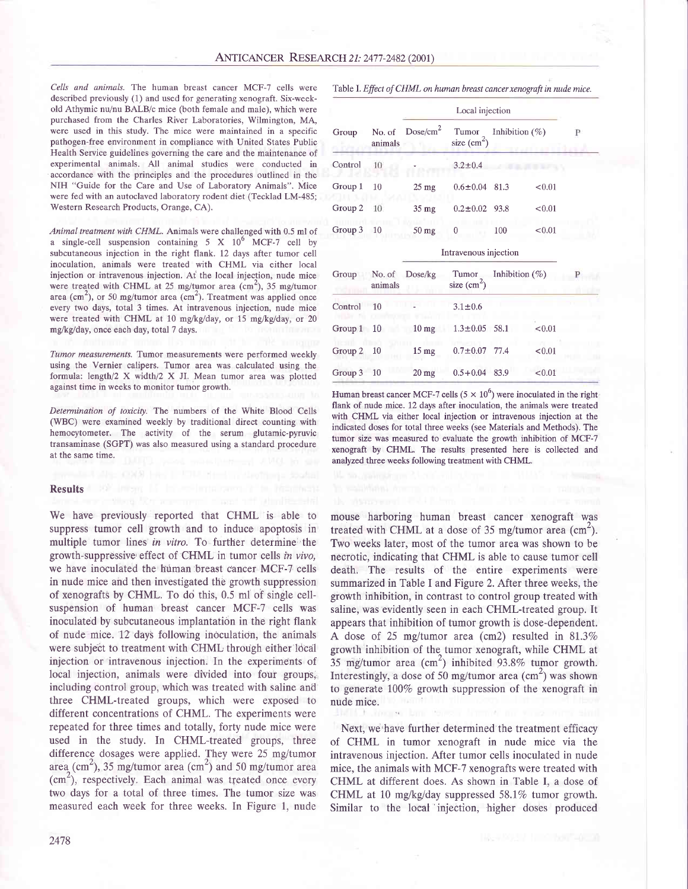*Cells and animals.* The human breast cancer MCF-7 cells were described previously (1) and used for generating xenograft. Six-week-old Athymic nu/nu BALB/c mice (both female and male), which were purchased from the Charles River Laboratories, Wilmington, MA, were used in this study. The mice were maintained in a specific pathogen-free environment in compliance with United States Public Health Service guidelines governing the care and the maintenance of experimental animals. All animal studies were conducted in accordance with the principles and the procedures outlined in the NIH "Guide for the Care and Use of Laboratory Animals". Mice were fed with an autoclaved laboratory rodent diet (Tecklad LM-485; Western Research Products, Orange, CA).

*Animal treatment with CHML.* Animals were challenged with 0.5 ml of a single-cell suspension containing 5 X $10^6$ MCF-7 cell by subcutaneous injection in the right flank. 12 days after tumor cell inoculation, animals were treated with CHML via either local injection or intravenous injection. At the local injection, nude mice were treated with CHML at 25 mg/tumor area ($cm^2$), 35 mg/tumor area ($cm^2$), or 50 mg/tumor area ($cm^2$). Treatment was applied once every two days, total 3 times. At intravenous injection, nude mice were treated with CHML at 10 mg/kg/day, or 15 mg/kg/day, or 20 mg/kg/day, once each day, total 7 days.

*Tumor measurements.* Tumor measurements were performed weekly using the Vernier calipers. Tumor area was calculated using the formula: length/2 X width/2 X Л. Mean tumor area was plotted against time in weeks to monitor tumor growth.

*Determination of toxicity.* The numbers of the White Blood Cells (WBC) were examined weekly by traditional direct counting with hemocytometer. The activity of the serum glutamic-pyruvic transaminase (SGPT) was also measured using a standard procedure at the same time.

## Results

We have previously reported that CHML is able to suppress tumor cell growth and to induce apoptosis in multiple tumor lines *in vitro*. To further determine the growth-suppressive effect of CHML in tumor cells *in vivo*, we have inoculated the human breast cancer MCF-7 cells in nude mice and then investigated the growth suppression of xenografts by CHML. To do this, 0.5 ml of single cell-suspension of human breast cancer MCF-7 cells was inoculated by subcutaneous implantation in the right flank of nude mice. 12 days following inoculation, the animals were subject to treatment with CHML through either local injection or intravenous injection. In the experiments of local injection, animals were divided into four groups, including control group, which was treated with saline and three CHML-treated groups, which were exposed to different concentrations of CHML. The experiments were repeated for three times and totally, forty nude mice were used in the study. In CHML-treated groups, three difference dosages were applied. They were 25 mg/tumor area ($cm^2$), 35 mg/tumor area ($cm^2$) and 50 mg/tumor area ($cm^2$), respectively. Each animal was treated once every two days for a total of three times. The tumor size was measured each week for three weeks. In Figure 1, nude mouse harboring human breast cancer xenograft was treated with CHML at a dose of 35 mg/tumor area ($cm^2$). Two weeks later, most of the tumor area was shown to be necrotic, indicating that CHML is able to cause tumor cell death. The results of the entire experiments were summarized in Table I and Figure 2. After three weeks, the growth inhibition, in contrast to control group treated with saline, was evidently seen in each CHML-treated group. It appears that inhibition of tumor growth is dose-dependent. A dose of 25 mg/tumor area (cm2) resulted in 81.3% growth inhibition of the tumor xenograft, while CHML at 35 mg/tumor area ($cm^2$) inhibited 93.8% tumor growth. Interestingly, a dose of 50 mg/tumor area ($cm^2$) was shown to generate 100% growth suppression of the xenograft in nude mice.

Next, we have further determined the treatment efficacy of CHML in tumor xenograft in nude mice via the intravenous injection. After tumor cells inoculated in nude mice, the animals with MCF-7 xenografts were treated with CHML at different does. As shown in Table I, a dose of CHML at 10 mg/kg/day suppressed 58.1% tumor growth. Similar to the local injection, higher doses produced

Table I. *Effect of CHML on human breast cancer xenograft in nude mice.*

| | | Local injection | | | |
|---|---|---|---|---|---|
| Group | No. of animals | Dose/$cm^2$ | Tumor size ($cm^2$) | Inhibition (%) | P |
| Control | 10 | - | 3.2±0.4 | | |
| Group 1 | 10 | 25 mg | 0.6±0.04 | 81.3 | <0.01 |
| Group 2 | 10 | 35 mg | 0.2±0.02 | 93.8 | <0.01 |
| Group 3 | 10 | 50 mg | 0 | 100 | <0.01 |
| | | Intravenous injection | | | |
| Group | No. of animals | Dose/kg | Tumor size ($cm^2$) | Inhibition (%) | P |
| Control | 10 | - | 3.1±0.6 | | |
| Group 1 | 10 | 10 mg | 1.3±0.05 | 58.1 | <0.01 |
| Group 2 | 10 | 15 mg | 0.7±0.07 | 77.4 | <0.01 |
| Group 3 | 10 | 20 mg | 0.5+0.04 | 83.9 | <0.01 |

Human breast cancer MCF-7 cells (5 × $10^6$) were inoculated in the right flank of nude mice. 12 days after inoculation, the animals were treated with CHML via either local injection or intravenous injection at the indicated doses for total three weeks (see Materials and Methods). The tumor size was measured to evaluate the growth inhibition of MCF-7 xenograft by CHML. The results presented here is collected and analyzed three weeks following treatment with CHML.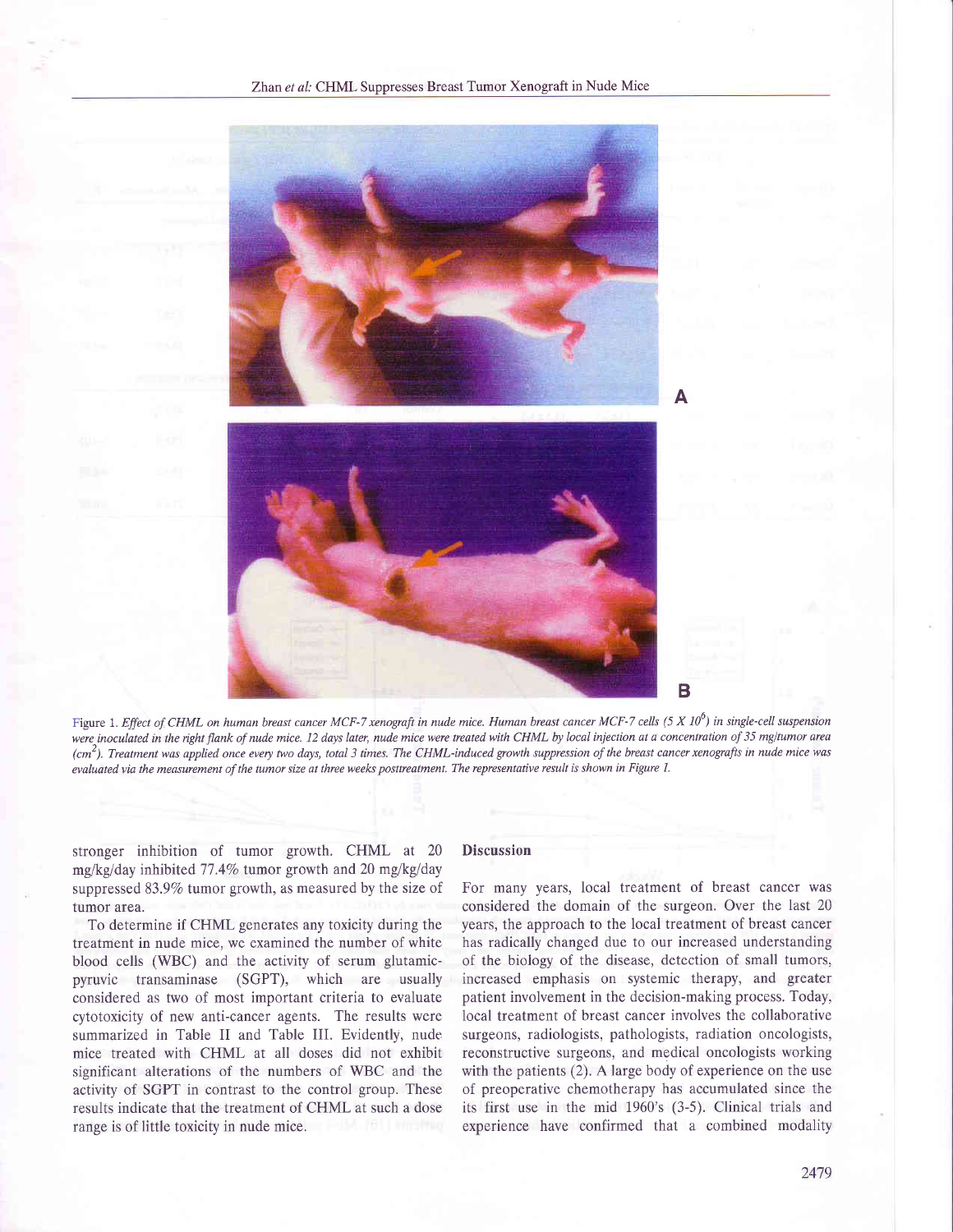Figure 1. *Effect of CHML on human breast cancer MCF-7 xenograft in nude mice. Human breast cancer MCF-7 cells ($5 \times 10^6$) in single-cell suspension were inoculated in the right flank of nude mice. 12 days later, nude mice were treated with CHML by local injection at a concentration of 35 mg/tumor area ($cm^2$). Treatment was applied once every two days, total 3 times. The CHML-induced growth suppression of the breast cancer xenografts in nude mice was evaluated via the measurement of the tumor size at three weeks posttreatment. The representative result is shown in Figure 1.*

stronger inhibition of tumor growth. CHML at 20 mg/kg/day inhibited 77.4% tumor growth and 20 mg/kg/day suppressed 83.9% tumor growth, as measured by the size of tumor area.

To determine if CHML generates any toxicity during the treatment in nude mice, we examined the number of white blood cells (WBC) and the activity of serum glutamic-pyruvic transaminase (SGPT), which are usually considered as two of most important criteria to evaluate cytotoxicity of new anti-cancer agents. The results were summarized in Table II and Table III. Evidently, nude mice treated with CHML at all doses did not exhibit significant alterations of the numbers of WBC and the activity of SGPT in contrast to the control group. These results indicate that the treatment of CHML at such a dose range is of little toxicity in nude mice.

## Discussion

For many years, local treatment of breast cancer was considered the domain of the surgeon. Over the last 20 years, the approach to the local treatment of breast cancer has radically changed due to our increased understanding of the biology of the disease, detection of small tumors, increased emphasis on systemic therapy, and greater patient involvement in the decision-making process. Today, local treatment of breast cancer involves the collaborative surgeons, radiologists, pathologists, radiation oncologists, reconstructive surgeons, and medical oncologists working with the patients (2). A large body of experience on the use of preoperative chemotherapy has accumulated since the its first use in the mid 1960's (3-5). Clinical trials and experience have confirmed that a combined modality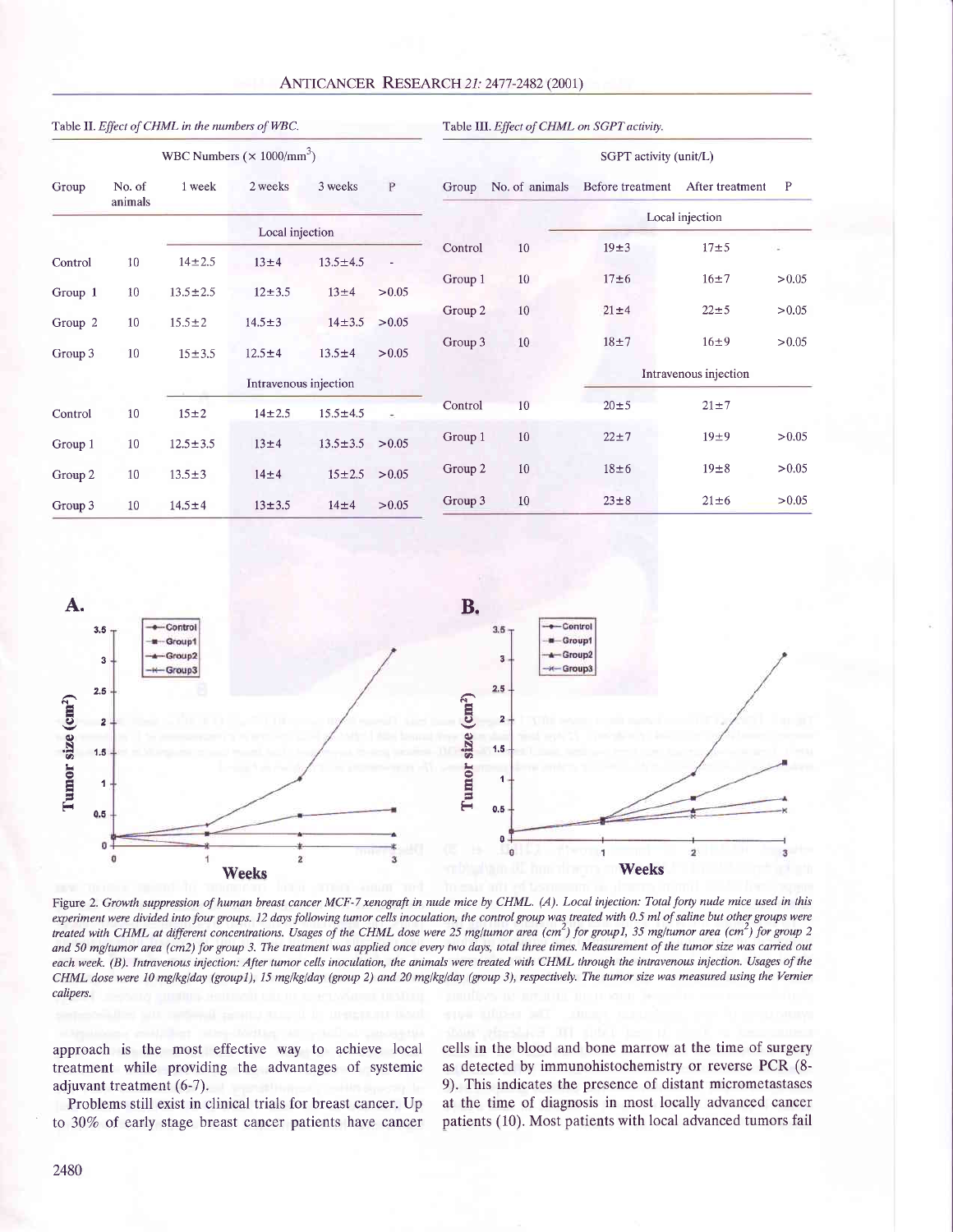Table II. *Effect of CHML in the numbers of WBC.*

| Group | No. of animals | WBC Numbers ($\times$ 1000/mm$^3$) 1 week | 2 weeks | 3 weeks | P |
|---|---|---|---|---|---|
| | | Local injection | | | |
| Control | 10 | 14±2.5 | 13±4 | 13.5±4.5 | - |
| Group 1 | 10 | 13.5±2.5 | 12±3.5 | 13±4 | >0.05 |
| Group 2 | 10 | 15.5±2 | 14.5±3 | 14±3.5 | >0.05 |
| Group 3 | 10 | 15±3.5 | 12.5±4 | 13.5±4 | >0.05 |
| | | Intravenous injection | | | |
| Control | 10 | 15±2 | 14±2.5 | 15.5±4.5 | - |
| Group 1 | 10 | 12.5±3.5 | 13±4 | 13.5±3.5 | >0.05 |
| Group 2 | 10 | 13.5±3 | 14±4 | 15±2.5 | >0.05 |
| Group 3 | 10 | 14.5±4 | 13±3.5 | 14±4 | >0.05 |

Table III. *Effect of CHML on SGPT activity.*

| Group | No. of animals | SGPT activity (unit/L) Before treatment | After treatment | P |
|---|---|---|---|---|
| | | Local injection | | |
| Control | 10 | 19±3 | 17±5 | - |
| Group 1 | 10 | 17±6 | 16±7 | >0.05 |
| Group 2 | 10 | 21±4 | 22±5 | >0.05 |
| Group 3 | 10 | 18±7 | 16±9 | >0.05 |
| | | Intravenous injection | | |
| Control | 10 | 20±5 | 21±7 | |
| Group 1 | 10 | 22±7 | 19±9 | >0.05 |
| Group 2 | 10 | 18±6 | 19±8 | >0.05 |
| Group 3 | 10 | 23±8 | 21±6 | >0.05 |

Figure 2. *Growth suppression of human breast cancer MCF-7 xenograft in nude mice by CHML. (A). Local injection: Total forty nude mice used in this experiment were divided into four groups. 12 days following tumor cells inoculation, the control group was treated with 0.5 ml of saline but other groups were treated with CHML at different concentrations. Usages of the CHML dose were 25 mg/tumor area (cm$^2$) for group1, 35 mg/tumor area (cm$^2$) for group 2 and 50 mg/tumor area (cm2) for group 3. The treatment was applied once every two days, total three times. Measurement of the tumor size was carried out each week. (B). Intravenous injection: After tumor cells inoculation, the animals were treated with CHML through the intravenous injection. Usages of the CHML dose were 10 mg/kg/day (group1), 15 mg/kg/day (group 2) and 20 mg/kg/day (group 3), respectively. The tumor size was measured using the Vernier calipers.*

approach is the most effective way to achieve local treatment while providing the advantages of systemic adjuvant treatment (6-7).

Problems still exist in clinical trials for breast cancer. Up to 30% of early stage breast cancer patients have cancer cells in the blood and bone marrow at the time of surgery as detected by immunohistochemistry or reverse PCR (8-9). This indicates the presence of distant micrometastases at the time of diagnosis in most locally advanced cancer patients (10). Most patients with local advanced tumors fail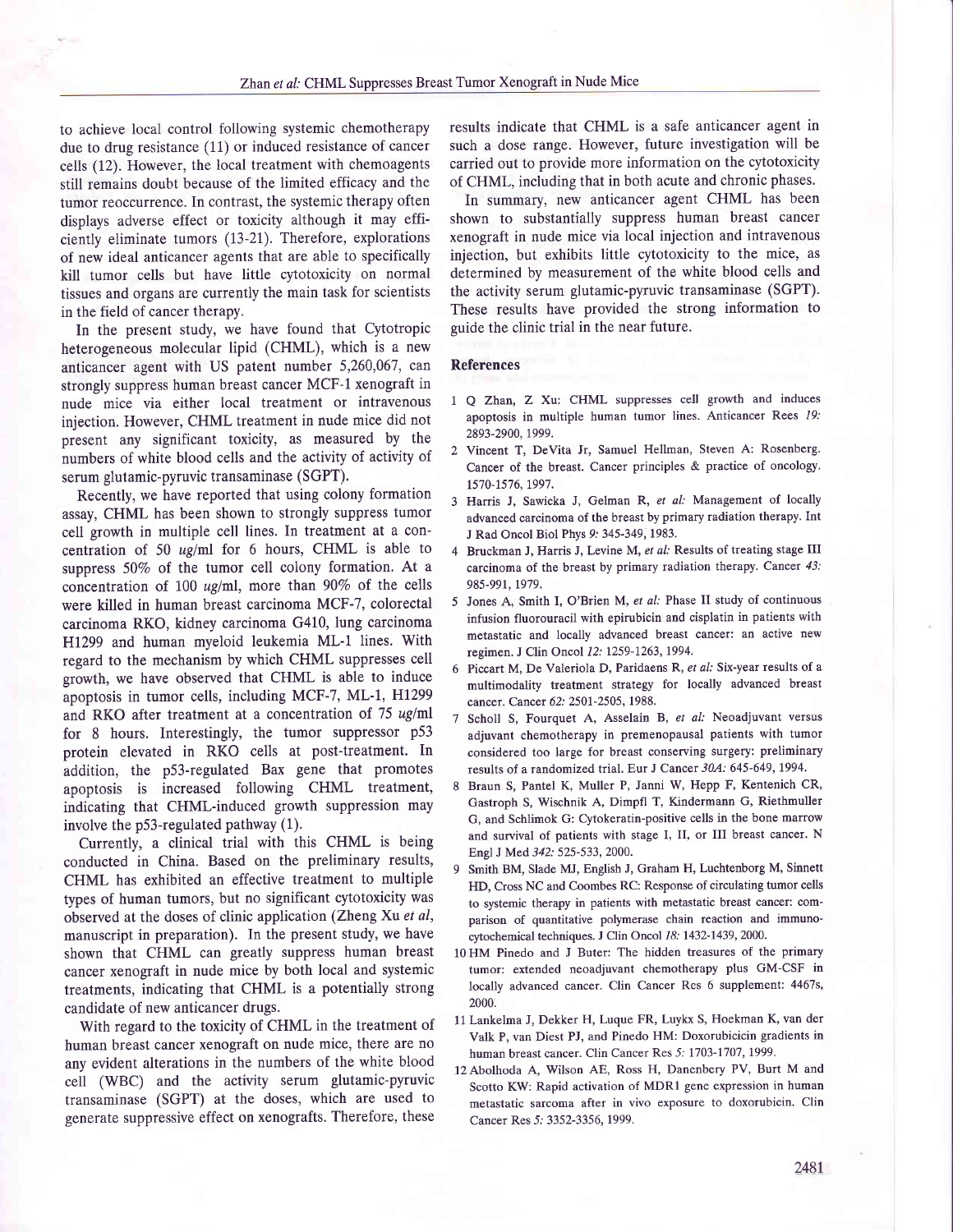to achieve local control following systemic chemotherapy due to drug resistance (11) or induced resistance of cancer cells (12). However, the local treatment with chemoagents still remains doubt because of the limited efficacy and the tumor reoccurrence. In contrast, the systemic therapy often displays adverse effect or toxicity although it may efficiently eliminate tumors (13-21). Therefore, explorations of new ideal anticancer agents that are able to specifically kill tumor cells but have little cytotoxicity on normal tissues and organs are currently the main task for scientists in the field of cancer therapy.

In the present study, we have found that Cytotropic heterogeneous molecular lipid (CHML), which is a new anticancer agent with US patent number 5,260,067, can strongly suppress human breast cancer MCF-1 xenograft in nude mice via either local treatment or intravenous injection. However, CHML treatment in nude mice did not present any significant toxicity, as measured by the numbers of white blood cells and the activity of activity of serum glutamic-pyruvic transaminase (SGPT).

Recently, we have reported that using colony formation assay, CHML has been shown to strongly suppress tumor cell growth in multiple cell lines. In treatment at a concentration of 50 ug/ml for 6 hours, CHML is able to suppress 50% of the tumor cell colony formation. At a concentration of 100 ug/ml, more than 90% of the cells were killed in human breast carcinoma MCF-7, colorectal carcinoma RKO, kidney carcinoma G410, lung carcinoma H1299 and human myeloid leukemia ML-1 lines. With regard to the mechanism by which CHML suppresses cell growth, we have observed that CHML is able to induce apoptosis in tumor cells, including MCF-7, ML-1, H1299 and RKO after treatment at a concentration of 75 ug/ml for 8 hours. Interestingly, the tumor suppressor p53 protein elevated in RKO cells at post-treatment. In addition, the p53-regulated Bax gene that promotes apoptosis is increased following CHML treatment, indicating that CHML-induced growth suppression may involve the p53-regulated pathway (1).

Currently, a clinical trial with this CHML is being conducted in China. Based on the preliminary results, CHML has exhibited an effective treatment to multiple types of human tumors, but no significant cytotoxicity was observed at the doses of clinic application (Zheng Xu *et al*, manuscript in preparation). In the present study, we have shown that CHML can greatly suppress human breast cancer xenograft in nude mice by both local and systemic treatments, indicating that CHML is a potentially strong candidate of new anticancer drugs.

With regard to the toxicity of CHML in the treatment of human breast cancer xenograft on nude mice, there are no any evident alterations in the numbers of the white blood cell (WBC) and the activity serum glutamic-pyruvic transaminase (SGPT) at the doses, which are used to generate suppressive effect on xenografts. Therefore, these results indicate that CHML is a safe anticancer agent in such a dose range. However, future investigation will be carried out to provide more information on the cytotoxicity of CHML, including that in both acute and chronic phases.

In summary, new anticancer agent CHML has been shown to substantially suppress human breast cancer xenograft in nude mice via local injection and intravenous injection, but exhibits little cytotoxicity to the mice, as determined by measurement of the white blood cells and the activity serum glutamic-pyruvic transaminase (SGPT). These results have provided the strong information to guide the clinic trial in the near future.

## References

1. Q Zhan, Z Xu: CHML suppresses cell growth and induces apoptosis in multiple human tumor lines. Anticancer Rees *19:* 2893-2900, 1999.
2. Vincent T, DeVita Jr, Samuel Hellman, Steven A: Rosenberg. Cancer of the breast. Cancer principles & practice of oncology. 1570-1576, 1997.
3. Harris J, Sawicka J, Gelman R, *et al:* Management of locally advanced carcinoma of the breast by primary radiation therapy. Int J Rad Oncol Biol Phys *9:* 345-349, 1983.
4. Bruckman J, Harris J, Levine M, *et al:* Results of treating stage III carcinoma of the breast by primary radiation therapy. Cancer *43:* 985-991, 1979.
5. Jones A, Smith I, O'Brien M, *et al:* Phase II study of continuous infusion fluorouracil with epirubicin and cisplatin in patients with metastatic and locally advanced breast cancer: an active new regimen. J Clin Oncol *12:* 1259-1263, 1994.
6. Piccart M, De Valeriola D, Paridaens R, *et al:* Six-year results of a multimodality treatment strategy for locally advanced breast cancer. Cancer *62:* 2501-2505, 1988.
7. Scholl S, Fourquet A, Asselain B, *et al:* Neoadjuvant versus adjuvant chemotherapy in premenopausal patients with tumor considered too large for breast conserving surgery: preliminary results of a randomized trial. Eur J Cancer *30A:* 645-649, 1994.
8. Braun S, Pantel K, Muller P, Janni W, Hepp F, Kentenich CR, Gastroph S, Wischnik A, Dimpfl T, Kindermann G, Riethmuller G, and Schlimok G: Cytokeratin-positive cells in the bone marrow and survival of patients with stage I, II, or III breast cancer. N Engl J Med *342:* 525-533, 2000.
9. Smith BM, Slade MJ, English J, Graham H, Luchtenborg M, Sinnett HD, Cross NC and Coombes RC: Response of circulating tumor cells to systemic therapy in patients with metastatic breast cancer: comparison of quantitative polymerase chain reaction and immunocytochemical techniques. J Clin Oncol *18:* 1432-1439, 2000.
10. HM Pinedo and J Buter: The hidden treasures of the primary tumor: extended neoadjuvant chemotherapy plus GM-CSF in locally advanced cancer. Clin Cancer Res 6 supplement: 4467s, 2000.
11. Lankelma J, Dekker H, Luque FR, Luykx S, Hoekman K, van der Valk P, van Diest PJ, and Pinedo HM: Doxorubicicin gradients in human breast cancer. Clin Cancer Res *5:* 1703-1707, 1999.
12. Abolhoda A, Wilson AE, Ross H, Danenbery PV, Burt M and Scotto KW: Rapid activation of MDR1 gene expression in human metastatic sarcoma after in vivo exposure to doxorubicin. Clin Cancer Res *5:* 3352-3356, 1999.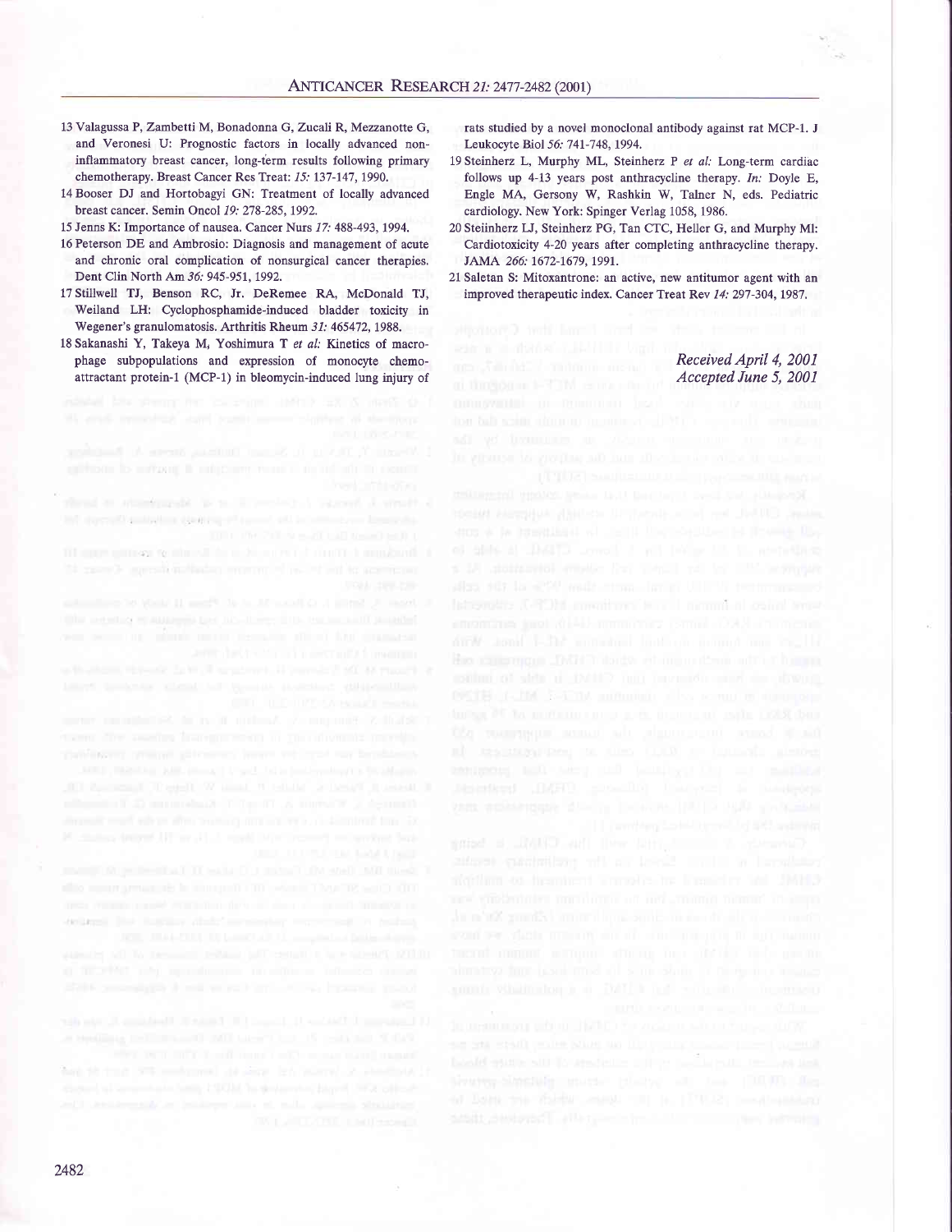13 Valagussa P, Zambetti M, Bonadonna G, Zucali R, Mezzanotte G, and Veronesi U: Prognostic factors in locally advanced non-inflammatory breast cancer, long-term results following primary chemotherapy. Breast Cancer Res Treat: *15:* 137-147, 1990.

14 Booser DJ and Hortobagyi GN: Treatment of locally advanced breast cancer. Semin Oncol *19:* 278-285, 1992.

15 Jenns K: Importance of nausea. Cancer Nurs *17:* 488-493, 1994.

16 Peterson DE and Ambrosio: Diagnosis and management of acute and chronic oral complication of nonsurgical cancer therapies. Dent Clin North Am *36:* 945-951, 1992.

17 Stillwell TJ, Benson RC, Jr. DeRemee RA, McDonald TJ, Weiland LH: Cyclophosphamide-induced bladder toxicity in Wegener's granulomatosis. Arthritis Rheum *31:* 465472, 1988.

18 Sakanashi Y, Takeya M, Yoshimura T *et al:* Kinetics of macrophage subpopulations and expression of monocyte chemoattractant protein-1 (MCP-1) in bleomycin-induced lung injury of rats studied by a novel monoclonal antibody against rat MCP-1. J Leukocyte Biol *56:* 741-748, 1994.

19 Steinherz L, Murphy ML, Steinherz P *et al:* Long-term cardiac follows up 4-13 years post anthracycline therapy. *In:* Doyle E, Engle MA, Gersony W, Rashkin W, Talner N, eds. Pediatric cardiology. New York: Spinger Verlag 1058, 1986.

20 Steiinherz LJ, Steinherz PG, Tan CTC, Heller G, and Murphy MI: Cardiotoxicity 4-20 years after completing anthracycline therapy. JAMA *266:* 1672-1679, 1991.

21 Saletan S: Mitoxantrone: an active, new antitumor agent with an improved therapeutic index. Cancer Treat Rev *14:* 297-304, 1987.

*Received April 4, 2001*
*Accepted June 5, 2001*